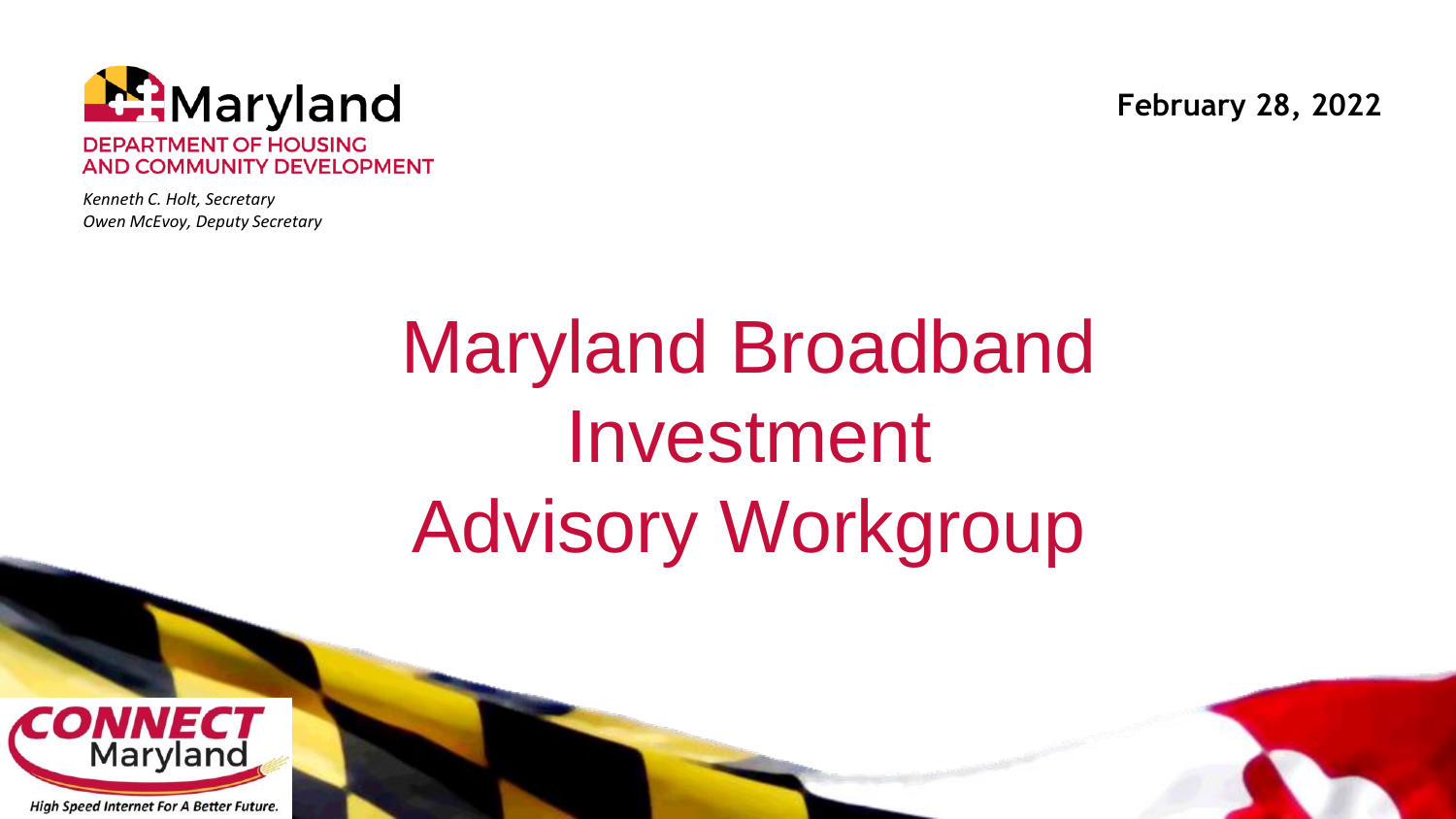Maryland

DEPARTMENT OF HOUSING AND COMMUNITY DEVELOPMENT

*Kenneth C. Holt, Secretary*
*Owen McEvoy, Deputy Secretary*

**February 28, 2022**

# Maryland Broadband Investment Advisory Workgroup

CONNECT Maryland

*High Speed Internet For A Better Future.*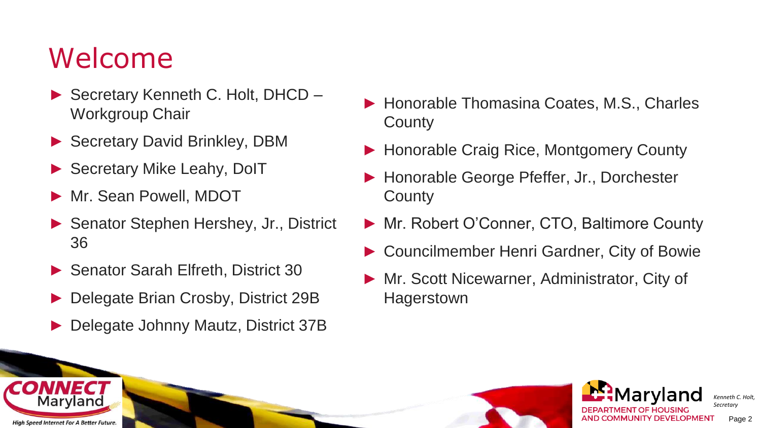# Welcome

- Secretary Kenneth C. Holt, DHCD – Workgroup Chair
- Secretary David Brinkley, DBM
- Secretary Mike Leahy, DoIT
- Mr. Sean Powell, MDOT
- Senator Stephen Hershey, Jr., District 36
- Senator Sarah Elfreth, District 30
- Delegate Brian Crosby, District 29B
- Delegate Johnny Mautz, District 37B
- Honorable Thomasina Coates, M.S., Charles County
- Honorable Craig Rice, Montgomery County
- Honorable George Pfeffer, Jr., Dorchester County
- Mr. Robert O'Conner, CTO, Baltimore County
- Councilmember Henri Gardner, City of Bowie
- Mr. Scott Nicewarner, Administrator, City of Hagerstown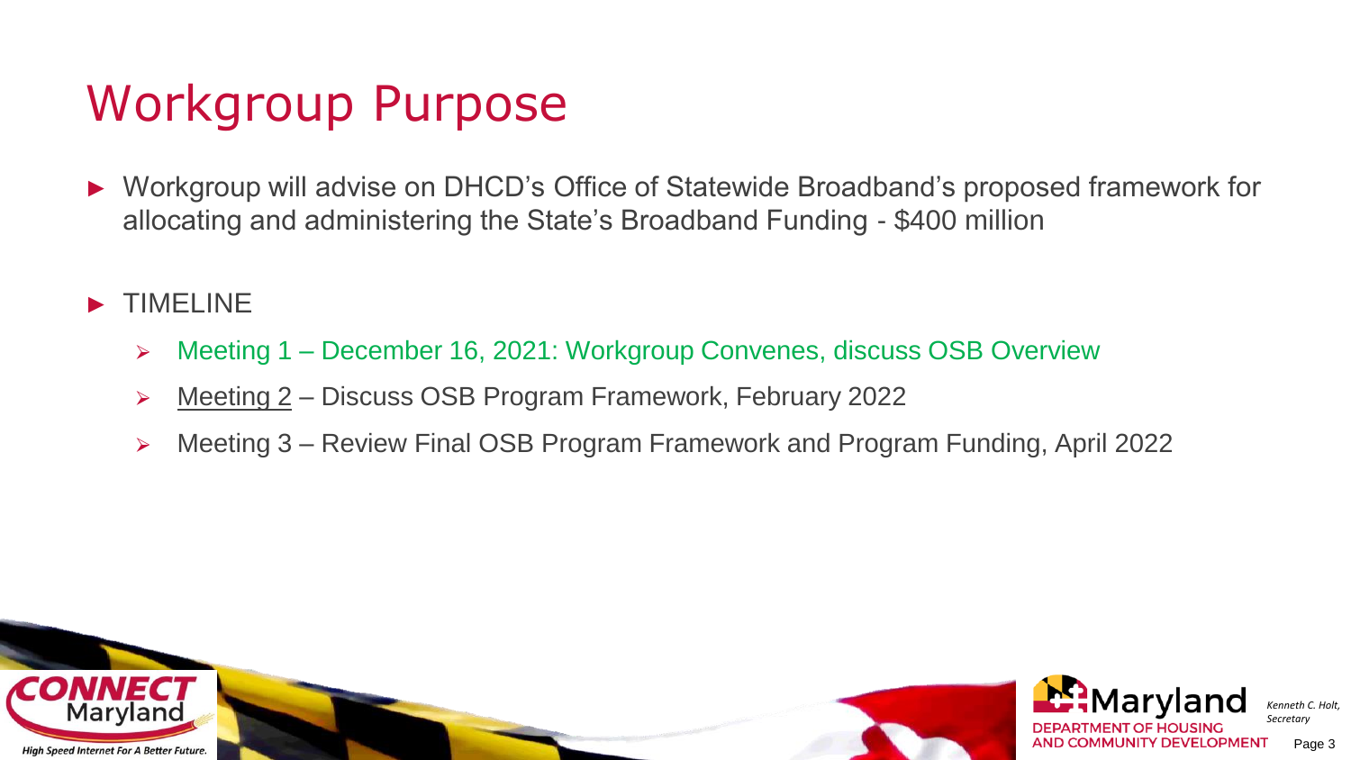# Workgroup Purpose

- Workgroup will advise on DHCD's Office of Statewide Broadband's proposed framework for allocating and administering the State's Broadband Funding - $400 million

- TIMELINE
  - Meeting 1 – December 16, 2021: Workgroup Convenes, discuss OSB Overview
  - Meeting 2 – Discuss OSB Program Framework, February 2022
  - Meeting 3 – Review Final OSB Program Framework and Program Funding, April 2022

CONNECT Maryland
High Speed Internet For A Better Future.

Maryland
DEPARTMENT OF HOUSING AND COMMUNITY DEVELOPMENT

*Kenneth C. Holt, Secretary*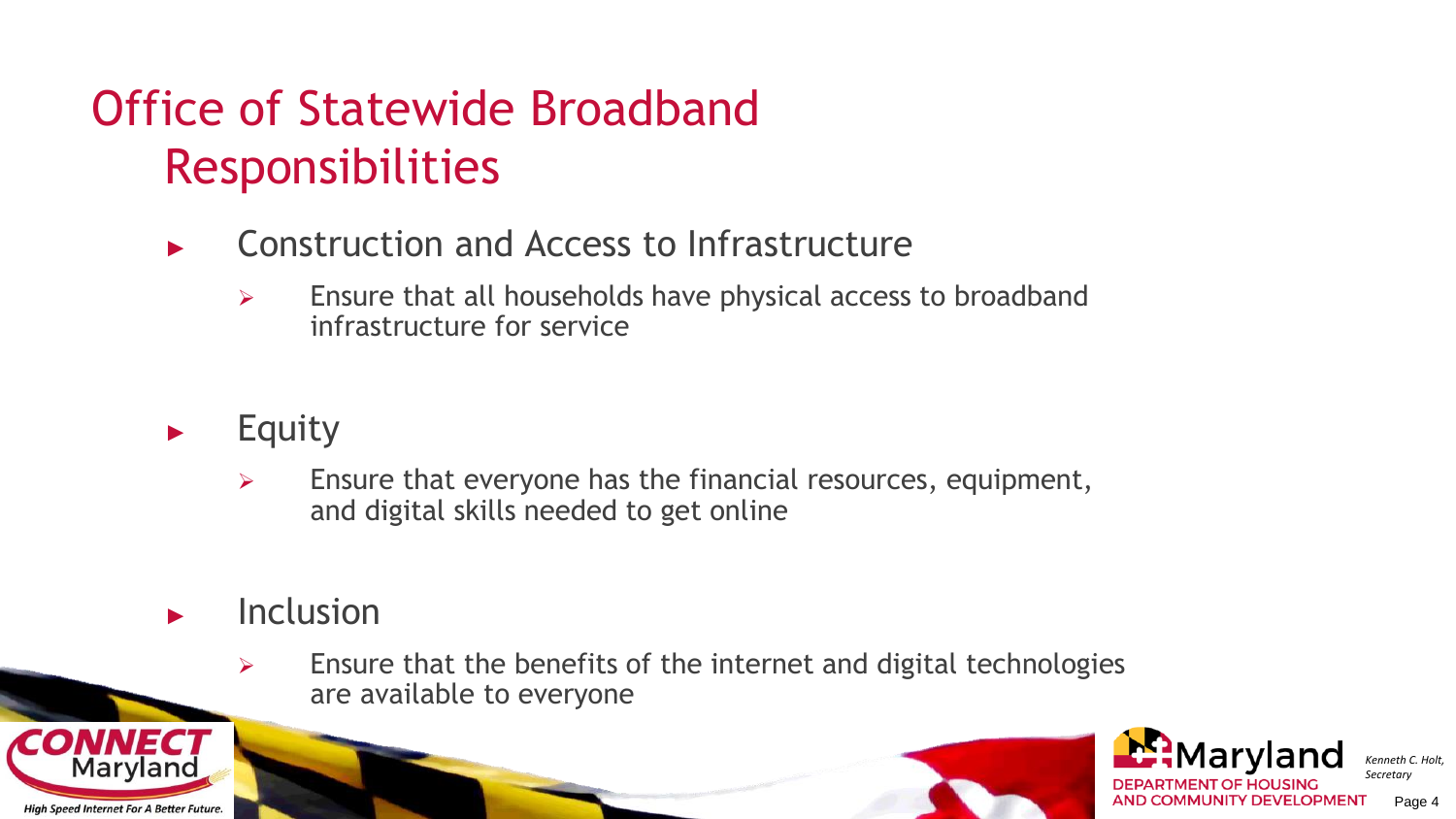# Office of Statewide Broadband Responsibilities

- Construction and Access to Infrastructure
  - Ensure that all households have physical access to broadband infrastructure for service

- Equity
  - Ensure that everyone has the financial resources, equipment, and digital skills needed to get online

- Inclusion
  - Ensure that the benefits of the internet and digital technologies are available to everyone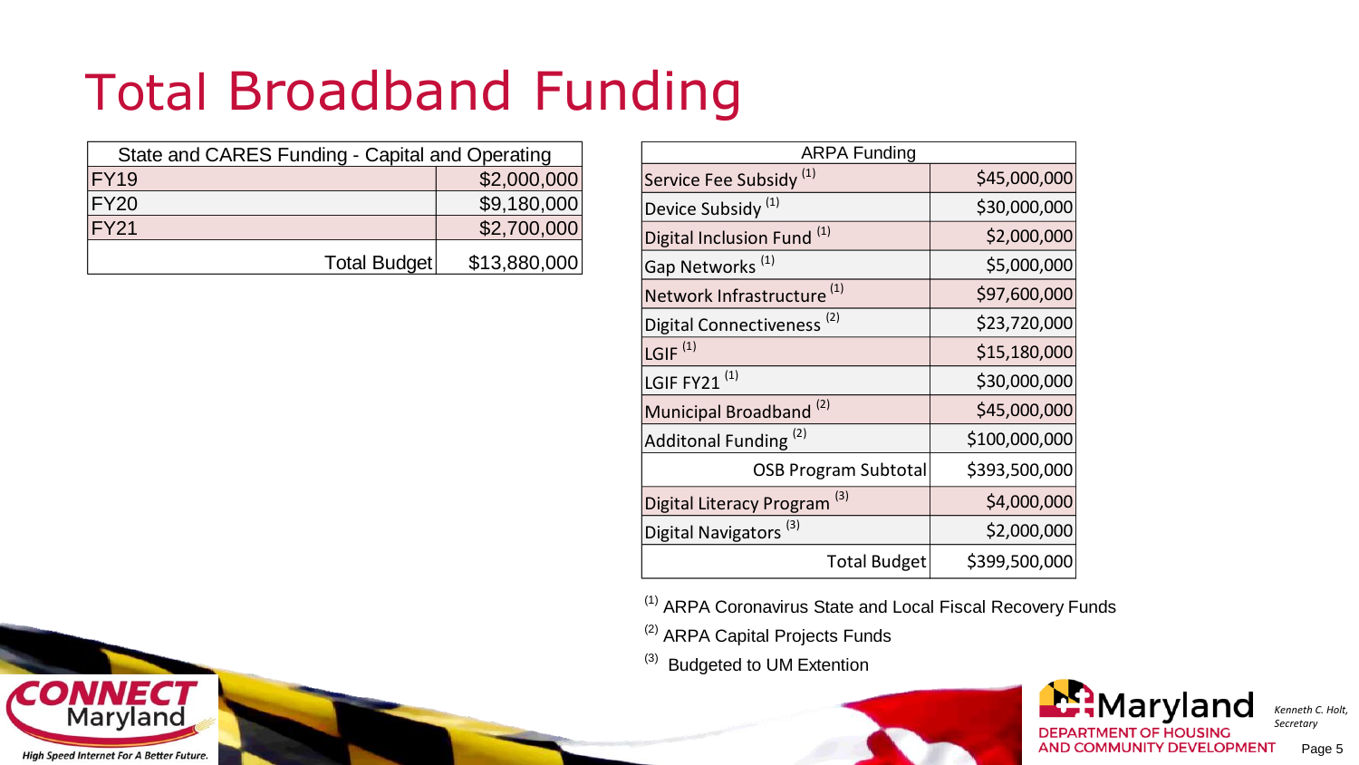# Total Broadband Funding

| State and CARES Funding - Capital and Operating | |
|---|---|
| FY19 | $2,000,000 |
| FY20 | $9,180,000 |
| FY21 | $2,700,000 |
| Total Budget | $13,880,000 |

| ARPA Funding | |
|---|---|
| Service Fee Subsidy [1] | $45,000,000 |
| Device Subsidy [1] | $30,000,000 |
| Digital Inclusion Fund [1] | $2,000,000 |
| Gap Networks [1] | $5,000,000 |
| Network Infrastructure [1] | $97,600,000 |
| Digital Connectiveness [2] | $23,720,000 |
| LGIF [1] | $15,180,000 |
| LGIF FY21 [1] | $30,000,000 |
| Municipal Broadband [2] | $45,000,000 |
| Additonal Funding [2] | $100,000,000 |
| OSB Program Subtotal | $393,500,000 |
| Digital Literacy Program [3] | $4,000,000 |
| Digital Navigators [3] | $2,000,000 |
| Total Budget | $399,500,000 |

[1] ARPA Coronavirus State and Local Fiscal Recovery Funds

[2] ARPA Capital Projects Funds

[3] Budgeted to UM Extention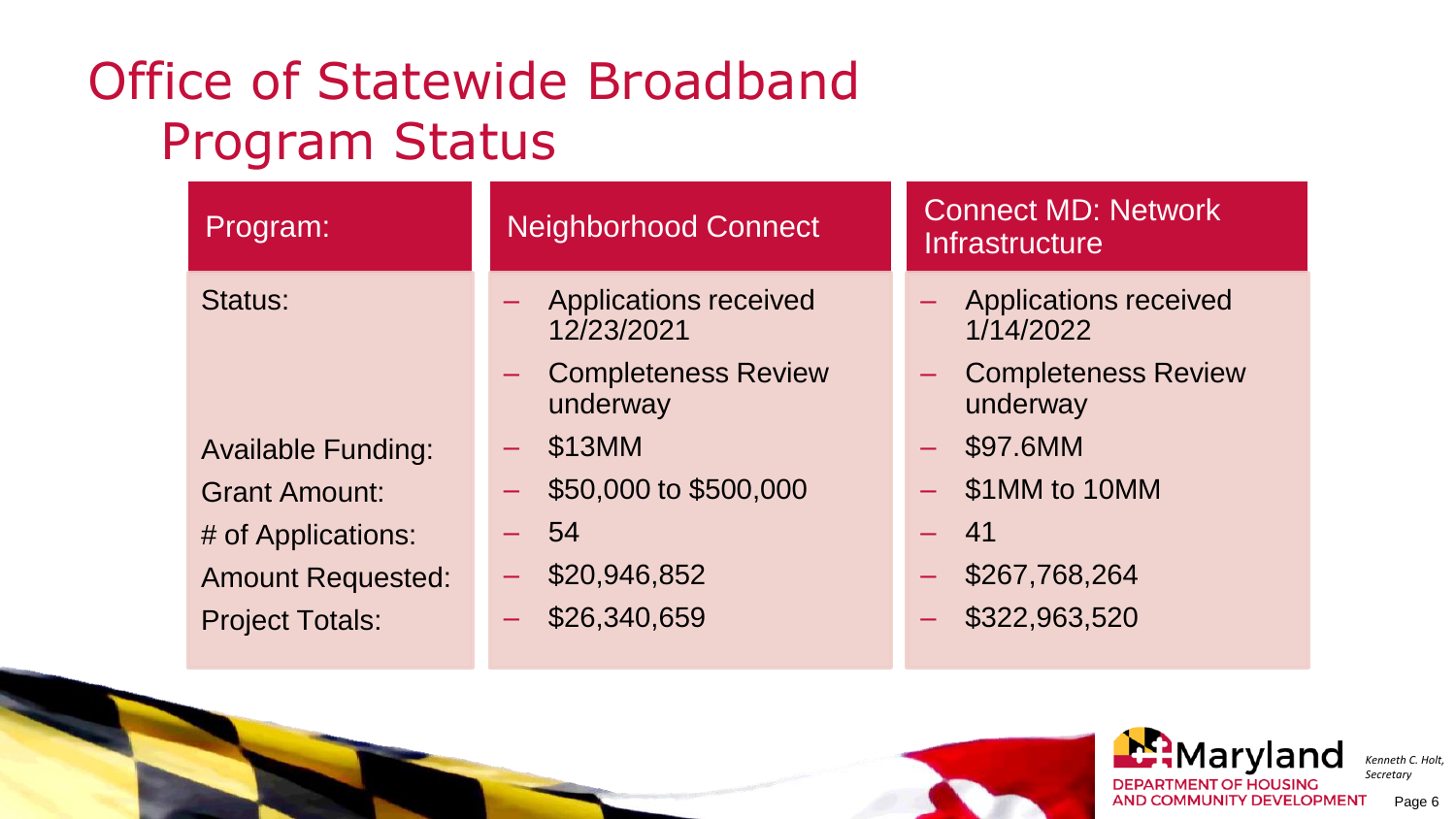# Office of Statewide Broadband Program Status

| Program: | Neighborhood Connect | Connect MD: Network Infrastructure |
|---|---|---|
| Status: | – Applications received 12/23/2021<br>– Completeness Review underway | – Applications received 1/14/2022<br>– Completeness Review underway |
| Available Funding: | – $13MM | – $97.6MM |
| Grant Amount: | – $50,000 to $500,000 | – $1MM to 10MM |
| # of Applications: | – 54 | – 41 |
| Amount Requested: | – $20,946,852 | – $267,768,264 |
| Project Totals: | – $26,340,659 | – $322,963,520 |

Maryland Department of Housing and Community Development

*Kenneth C. Holt, Secretary*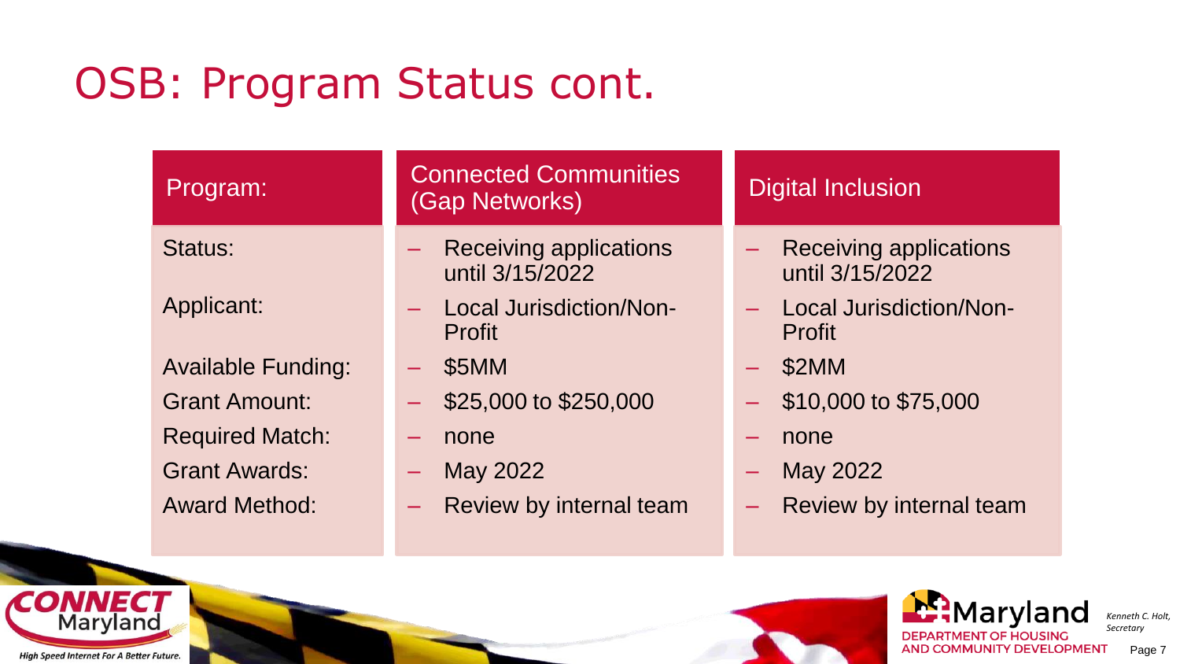# OSB: Program Status cont.

| Program: | Connected Communities (Gap Networks) | Digital Inclusion |
|---|---|---|
| Status: | – Receiving applications until 3/15/2022 | – Receiving applications until 3/15/2022 |
| Applicant: | – Local Jurisdiction/Non-Profit | – Local Jurisdiction/Non-Profit |
| Available Funding: | – $5MM | – $2MM |
| Grant Amount: | – $25,000 to $250,000 | – $10,000 to $75,000 |
| Required Match: | – none | – none |
| Grant Awards: | – May 2022 | – May 2022 |
| Award Method: | – Review by internal team | – Review by internal team |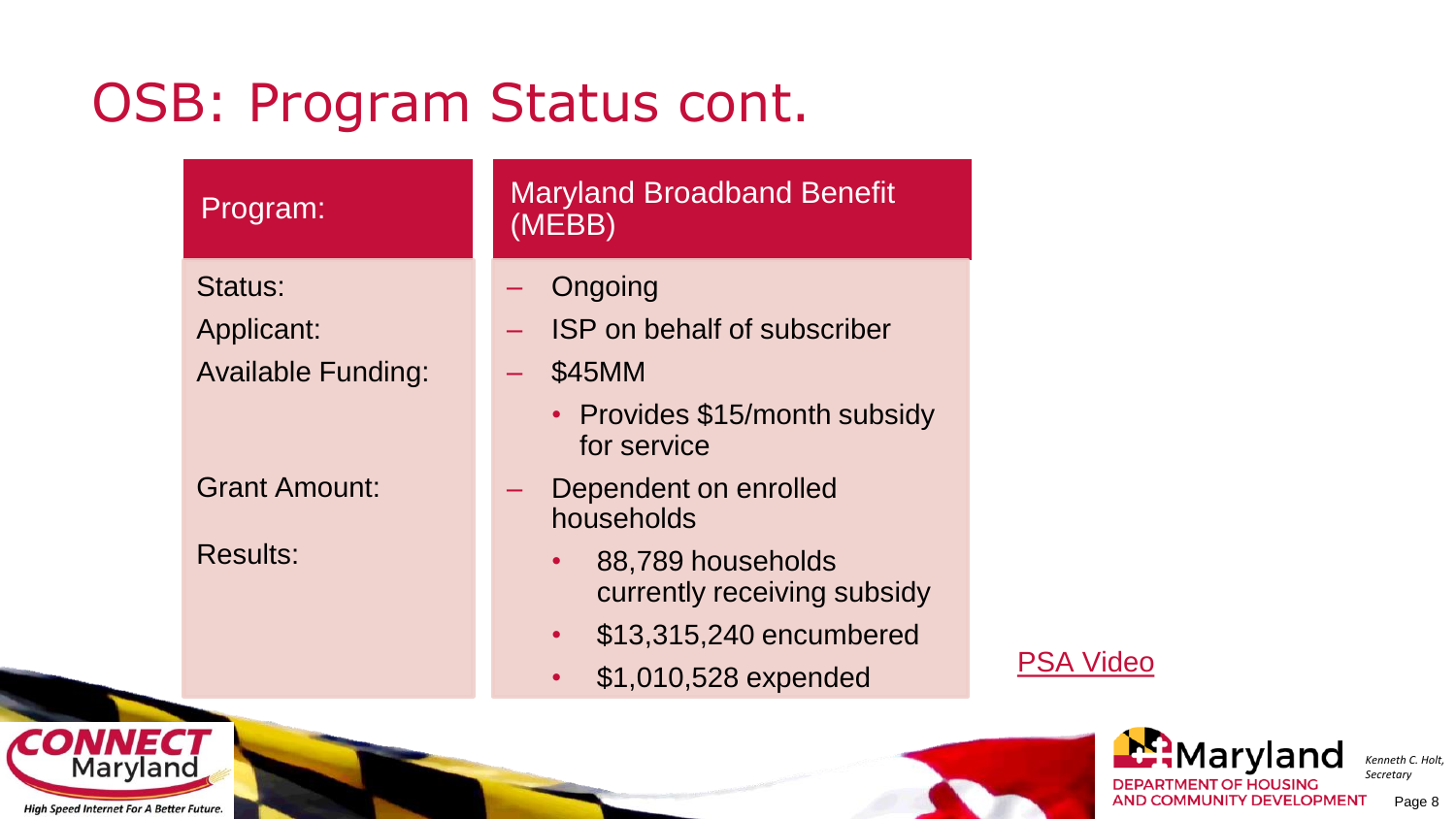# OSB: Program Status cont.

| Program: | Maryland Broadband Benefit (MEBB) |
| --- | --- |
| Status: | – Ongoing |
| Applicant: | – ISP on behalf of subscriber |
| Available Funding: | – $45MM<br>• Provides $15/month subsidy for service |
| Grant Amount: | – Dependent on enrolled households |
| Results: | • 88,789 households currently receiving subsidy<br>• $13,315,240 encumbered<br>• $1,010,528 expended |

PSA Video

CONNECT Maryland — High Speed Internet For A Better Future.

Maryland Department of Housing and Community Development — *Kenneth C. Holt, Secretary*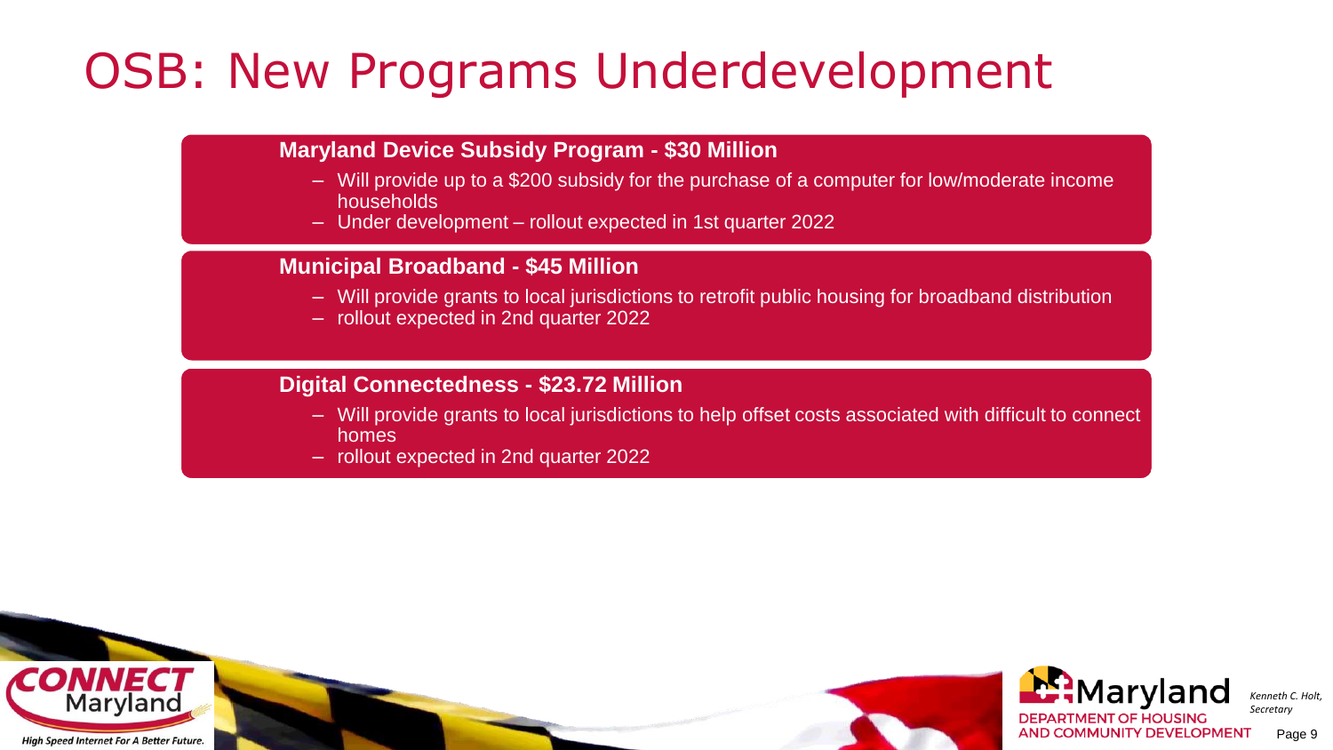# OSB: New Programs Underdevelopment

**Maryland Device Subsidy Program - $30 Million**

- Will provide up to a $200 subsidy for the purchase of a computer for low/moderate income households
- Under development – rollout expected in 1st quarter 2022

**Municipal Broadband - $45 Million**

- Will provide grants to local jurisdictions to retrofit public housing for broadband distribution
- rollout expected in 2nd quarter 2022

**Digital Connectedness - $23.72 Million**

- Will provide grants to local jurisdictions to help offset costs associated with difficult to connect homes
- rollout expected in 2nd quarter 2022

CONNECT Maryland
*High Speed Internet For A Better Future.*

Maryland DEPARTMENT OF HOUSING AND COMMUNITY DEVELOPMENT

*Kenneth C. Holt, Secretary*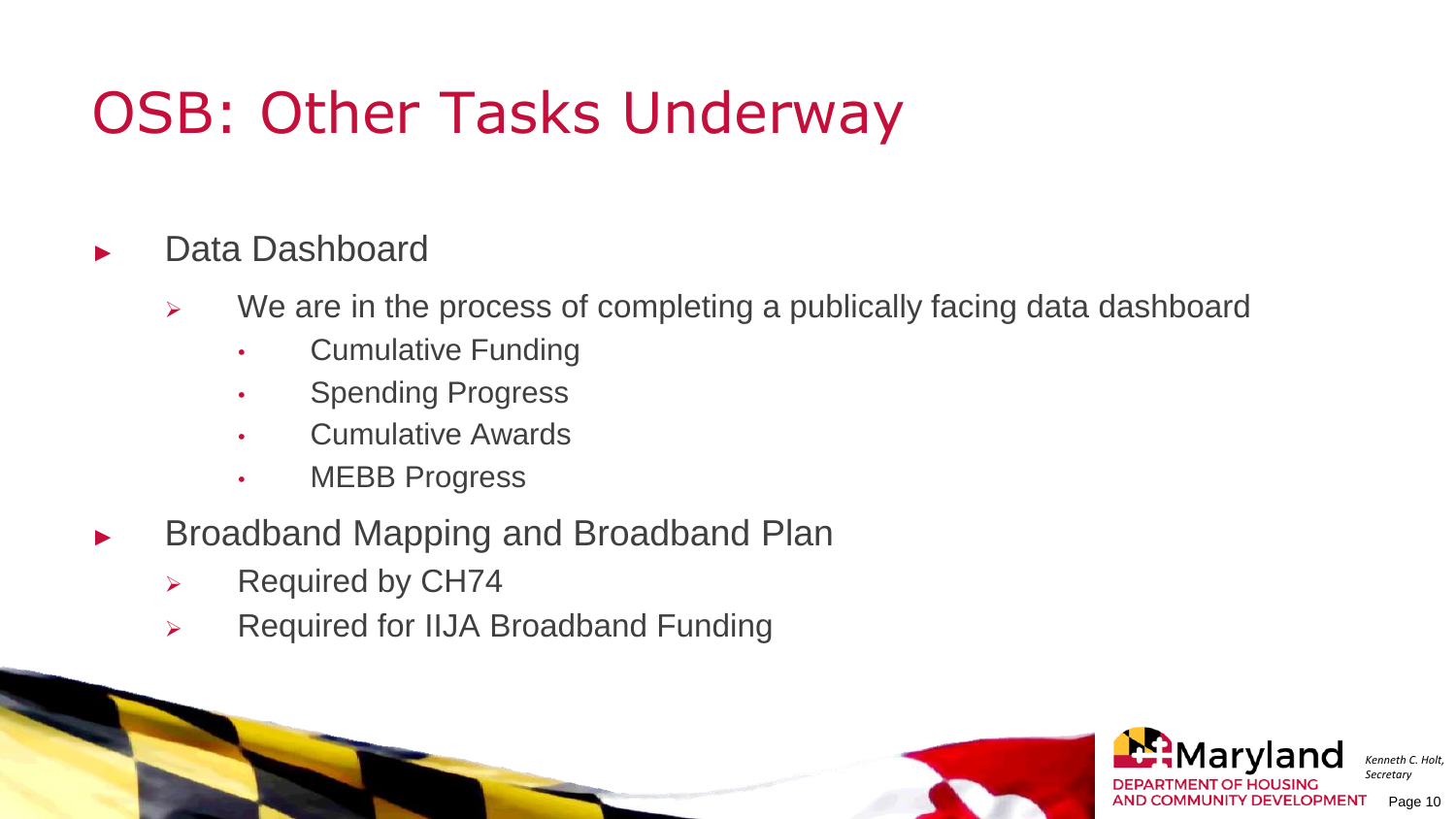# OSB: Other Tasks Underway

- Data Dashboard
  - We are in the process of completing a publically facing data dashboard
    - Cumulative Funding
    - Spending Progress
    - Cumulative Awards
    - MEBB Progress
- Broadband Mapping and Broadband Plan
  - Required by CH74
  - Required for IIJA Broadband Funding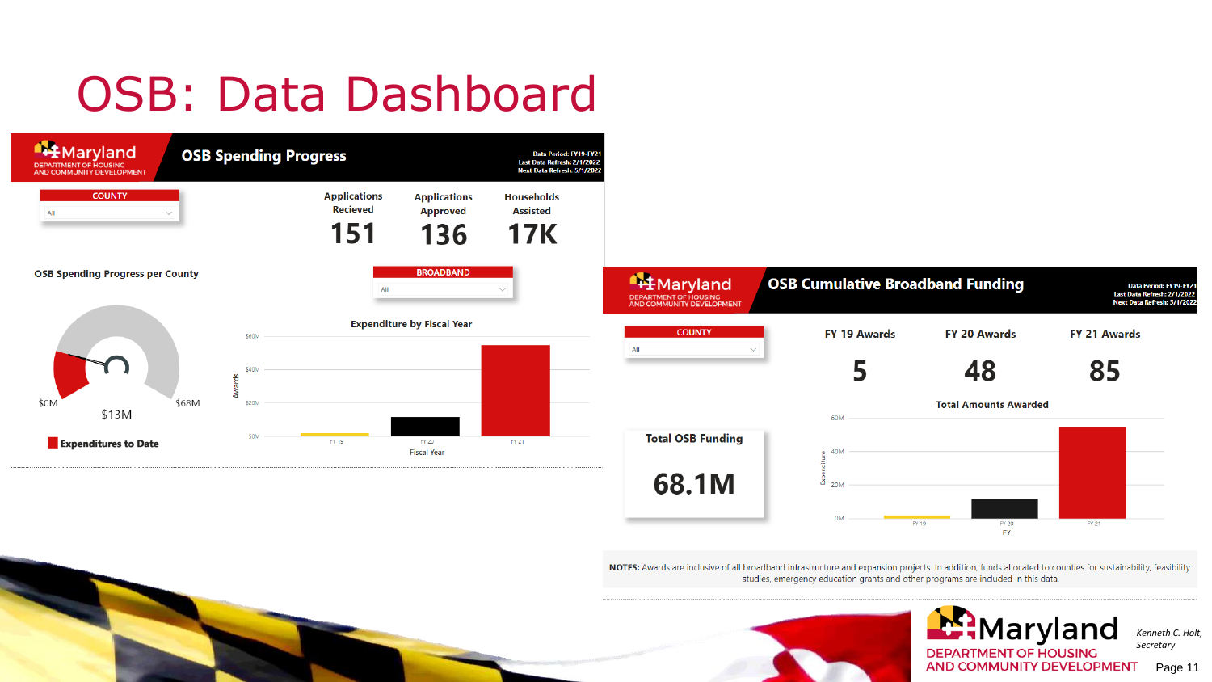# OSB: Data Dashboard

## OSB Spending Progress

Data Period: FY19-FY21
Last Data Refresh: 2/1/2022
Next Data Refresh: 5/1/2022

COUNTY: All

| Applications Recieved | Applications Approved | Households Assisted |
|---|---|---|
| 151 | 136 | 17K |

**OSB Spending Progress per County**

$0M — $13M — $68M

Expenditures to Date

BROADBAND: All

**Expenditure by Fiscal Year**

Awards ($0M, $20M, $40M, $60M) by Fiscal Year (FY 19, FY 20, FY 21)

## OSB Cumulative Broadband Funding

Data Period: FY19-FY21
Last Data Refresh: 2/1/2022
Next Data Refresh: 5/1/2022

COUNTY: All

| FY 19 Awards | FY 20 Awards | FY 21 Awards |
|---|---|---|
| 5 | 48 | 85 |

**Total OSB Funding**

68.1M

**Total Amounts Awarded**

Expenditure (0M, 20M, 40M, 60M) by FY (FY 19, FY 20, FY 21)

**NOTES:** Awards are inclusive of all broadband infrastructure and expansion projects. In addition, funds allocated to counties for sustainability, feasibility studies, emergency education grants and other programs are included in this data.

Maryland Department of Housing and Community Development

*Kenneth C. Holt, Secretary*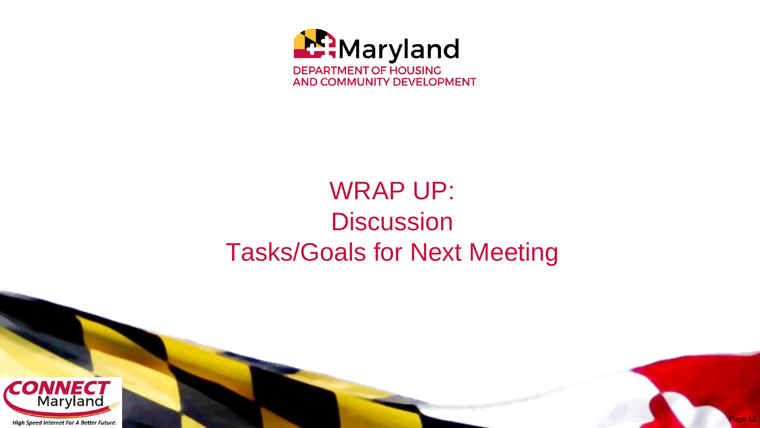Maryland
DEPARTMENT OF HOUSING
AND COMMUNITY DEVELOPMENT

# WRAP UP:
# Discussion
# Tasks/Goals for Next Meeting

CONNECT Maryland
High Speed Internet For A Better Future.